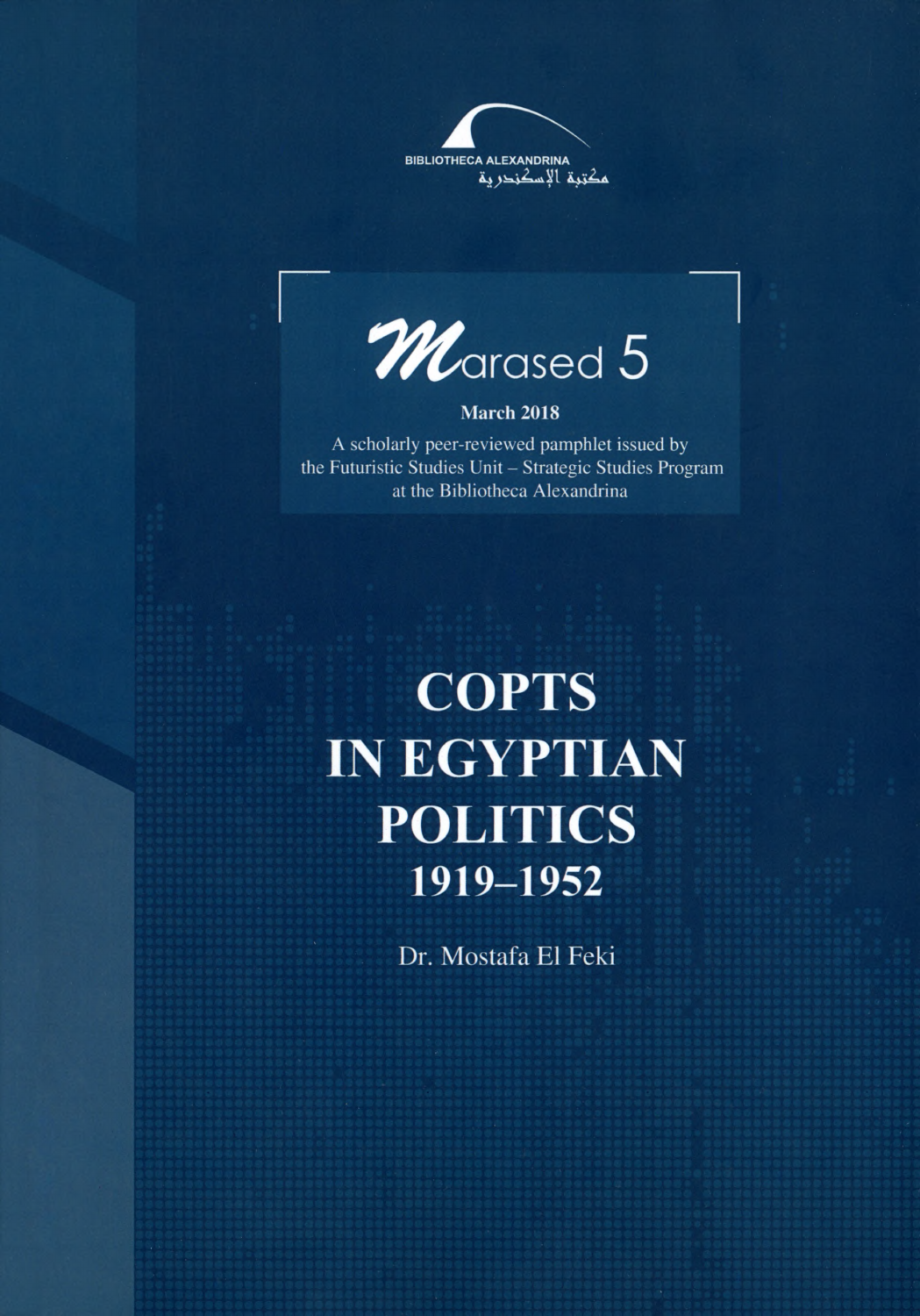BIBLIOTHECA ALEXANDRINA
مكتبة الإسكندرية

## Marased 5

**March 2018**

A scholarly peer-reviewed pamphlet issued by the Futuristic Studies Unit – Strategic Studies Program at the Bibliotheca Alexandrina

# COPTS IN EGYPTIAN POLITICS 1919–1952

Dr. Mostafa El Feki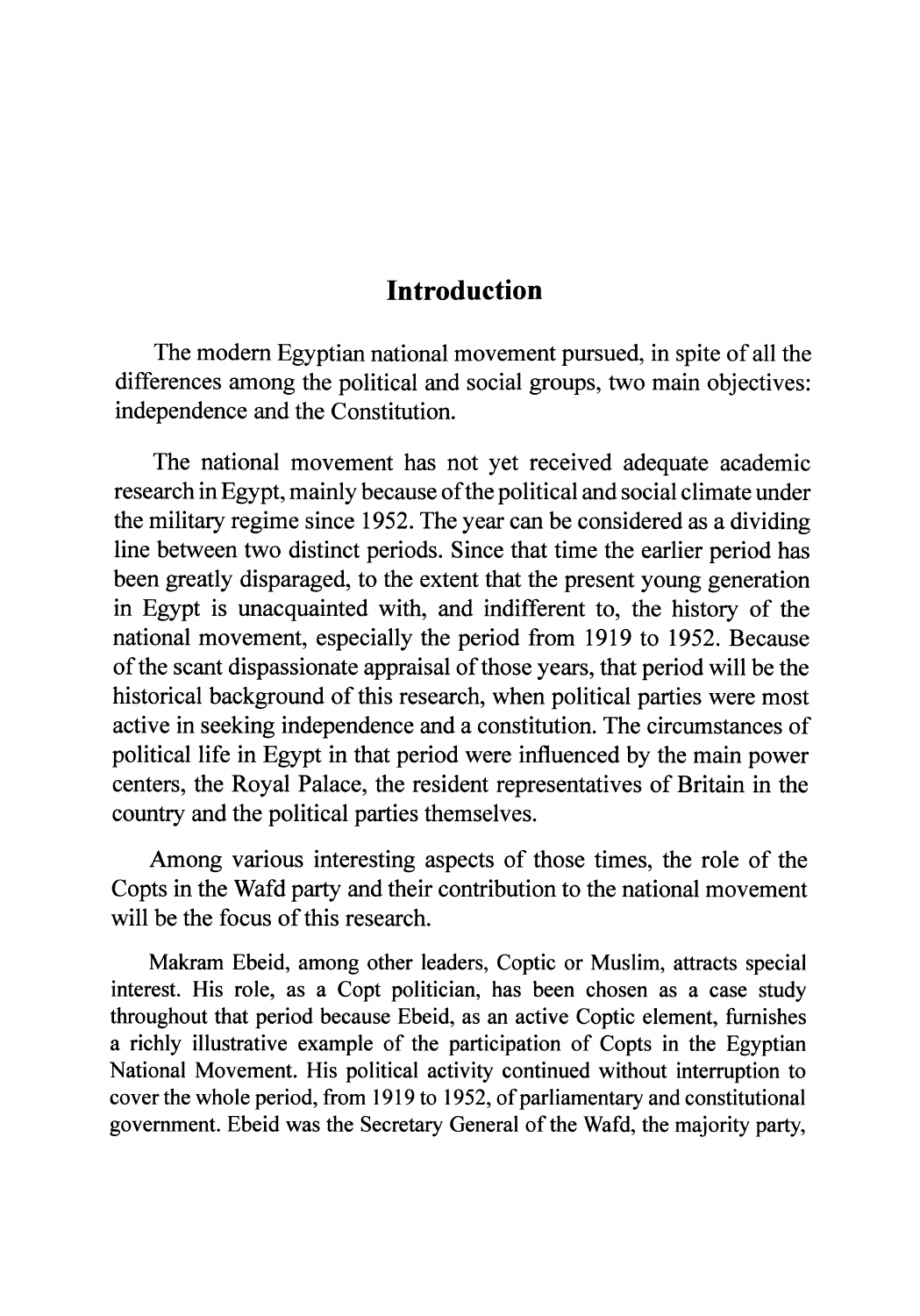## Introduction

The modern Egyptian national movement pursued, in spite of all the differences among the political and social groups, two main objectives: independence and the Constitution.

The national movement has not yet received adequate academic research in Egypt, mainly because of the political and social climate under the military regime since 1952. The year can be considered as a dividing line between two distinct periods. Since that time the earlier period has been greatly disparaged, to the extent that the present young generation in Egypt is unacquainted with, and indifferent to, the history of the national movement, especially the period from 1919 to 1952. Because of the scant dispassionate appraisal of those years, that period will be the historical background of this research, when political parties were most active in seeking independence and a constitution. The circumstances of political life in Egypt in that period were influenced by the main power centers, the Royal Palace, the resident representatives of Britain in the country and the political parties themselves.

Among various interesting aspects of those times, the role of the Copts in the Wafd party and their contribution to the national movement will be the focus of this research.

Makram Ebeid, among other leaders, Coptic or Muslim, attracts special interest. His role, as a Copt politician, has been chosen as a case study throughout that period because Ebeid, as an active Coptic element, furnishes a richly illustrative example of the participation of Copts in the Egyptian National Movement. His political activity continued without interruption to cover the whole period, from 1919 to 1952, of parliamentary and constitutional government. Ebeid was the Secretary General of the Wafd, the majority party,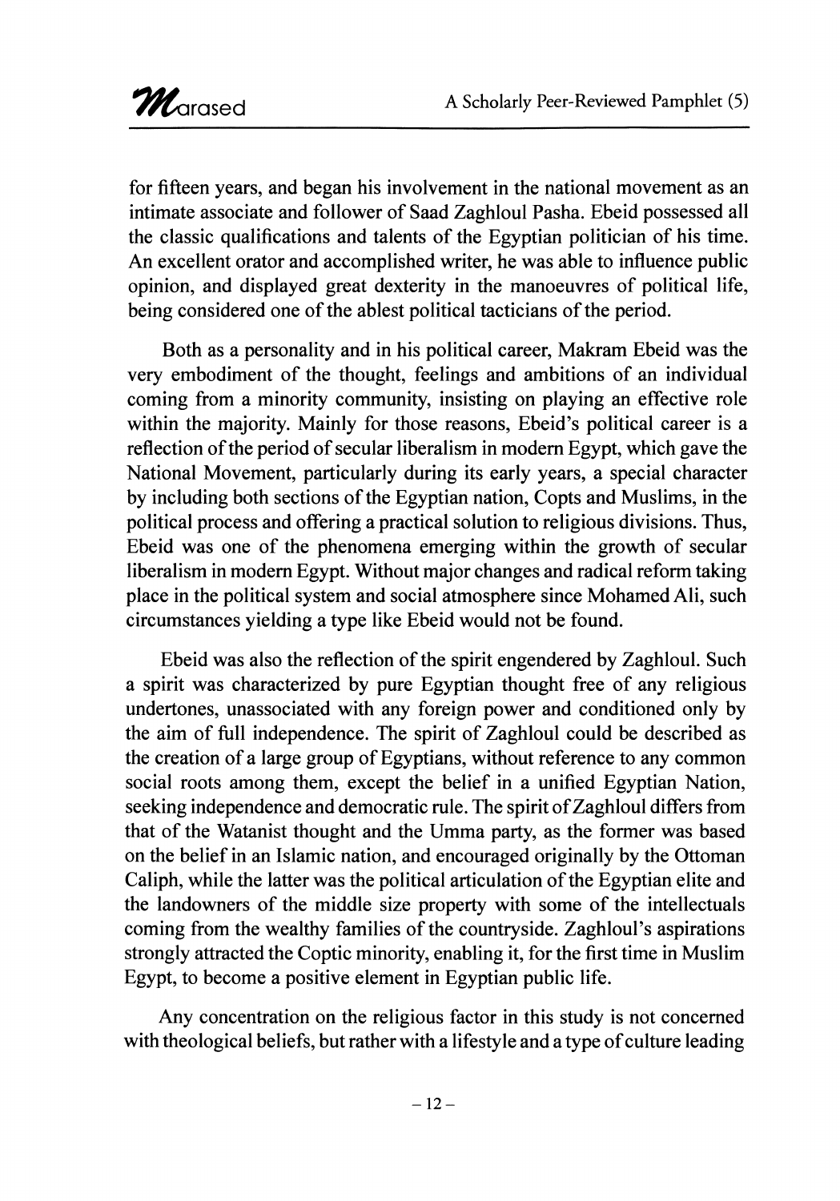for fifteen years, and began his involvement in the national movement as an intimate associate and follower of Saad Zaghloul Pasha. Ebeid possessed all the classic qualifications and talents of the Egyptian politician of his time. An excellent orator and accomplished writer, he was able to influence public opinion, and displayed great dexterity in the manoeuvres of political life, being considered one of the ablest political tacticians of the period.

Both as a personality and in his political career, Makram Ebeid was the very embodiment of the thought, feelings and ambitions of an individual coming from a minority community, insisting on playing an effective role within the majority. Mainly for those reasons, Ebeid's political career is a reflection of the period of secular liberalism in modern Egypt, which gave the National Movement, particularly during its early years, a special character by including both sections of the Egyptian nation, Copts and Muslims, in the political process and offering a practical solution to religious divisions. Thus, Ebeid was one of the phenomena emerging within the growth of secular liberalism in modern Egypt. Without major changes and radical reform taking place in the political system and social atmosphere since Mohamed Ali, such circumstances yielding a type like Ebeid would not be found.

Ebeid was also the reflection of the spirit engendered by Zaghloul. Such a spirit was characterized by pure Egyptian thought free of any religious undertones, unassociated with any foreign power and conditioned only by the aim of full independence. The spirit of Zaghloul could be described as the creation of a large group of Egyptians, without reference to any common social roots among them, except the belief in a unified Egyptian Nation, seeking independence and democratic rule. The spirit of Zaghloul differs from that of the Watanist thought and the Umma party, as the former was based on the belief in an Islamic nation, and encouraged originally by the Ottoman Caliph, while the latter was the political articulation of the Egyptian elite and the landowners of the middle size property with some of the intellectuals coming from the wealthy families of the countryside. Zaghloul's aspirations strongly attracted the Coptic minority, enabling it, for the first time in Muslim Egypt, to become a positive element in Egyptian public life.

Any concentration on the religious factor in this study is not concerned with theological beliefs, but rather with a lifestyle and a type of culture leading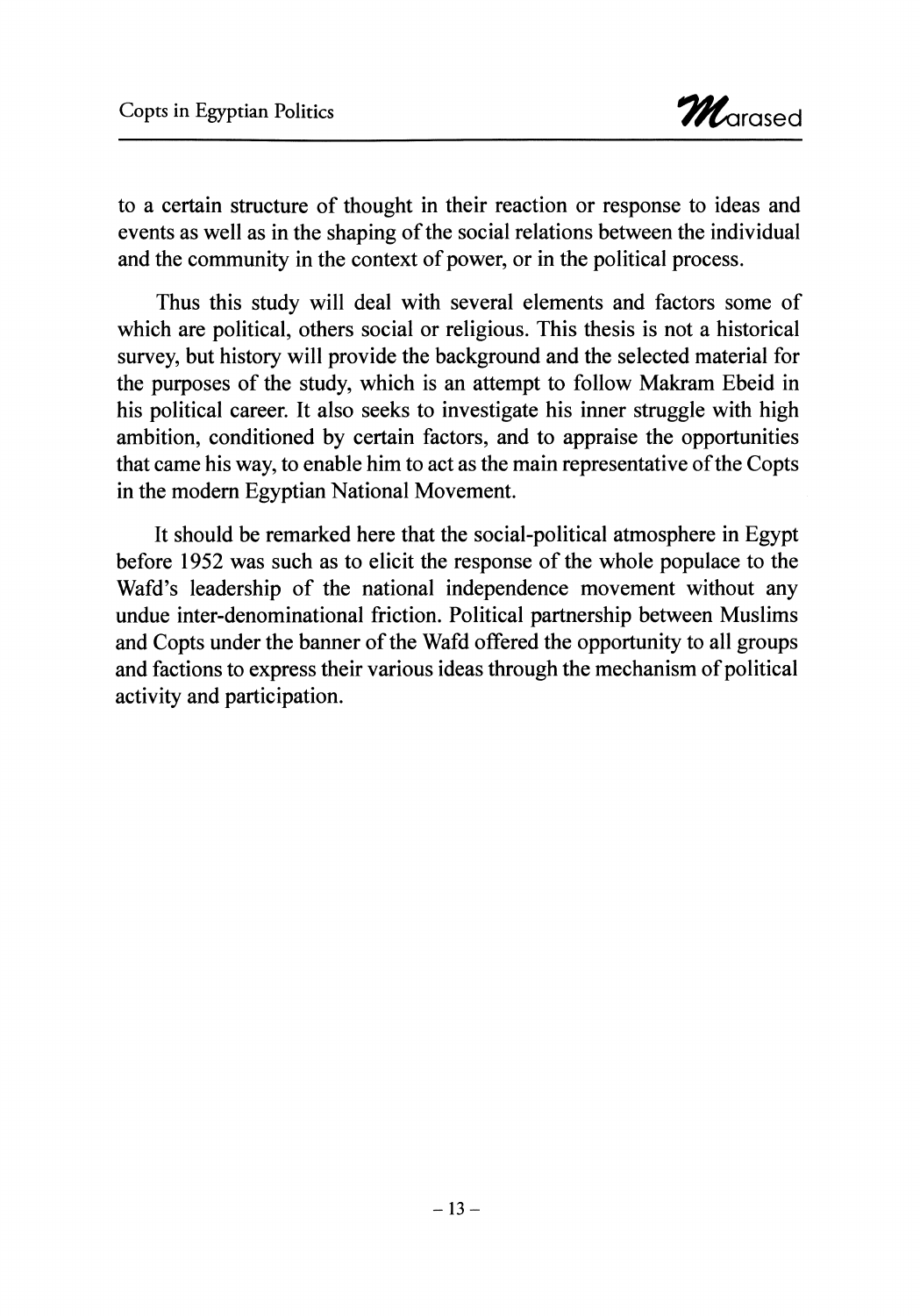to a certain structure of thought in their reaction or response to ideas and events as well as in the shaping of the social relations between the individual and the community in the context of power, or in the political process.

Thus this study will deal with several elements and factors some of which are political, others social or religious. This thesis is not a historical survey, but history will provide the background and the selected material for the purposes of the study, which is an attempt to follow Makram Ebeid in his political career. It also seeks to investigate his inner struggle with high ambition, conditioned by certain factors, and to appraise the opportunities that came his way, to enable him to act as the main representative of the Copts in the modern Egyptian National Movement.

It should be remarked here that the social-political atmosphere in Egypt before 1952 was such as to elicit the response of the whole populace to the Wafd's leadership of the national independence movement without any undue inter-denominational friction. Political partnership between Muslims and Copts under the banner of the Wafd offered the opportunity to all groups and factions to express their various ideas through the mechanism of political activity and participation.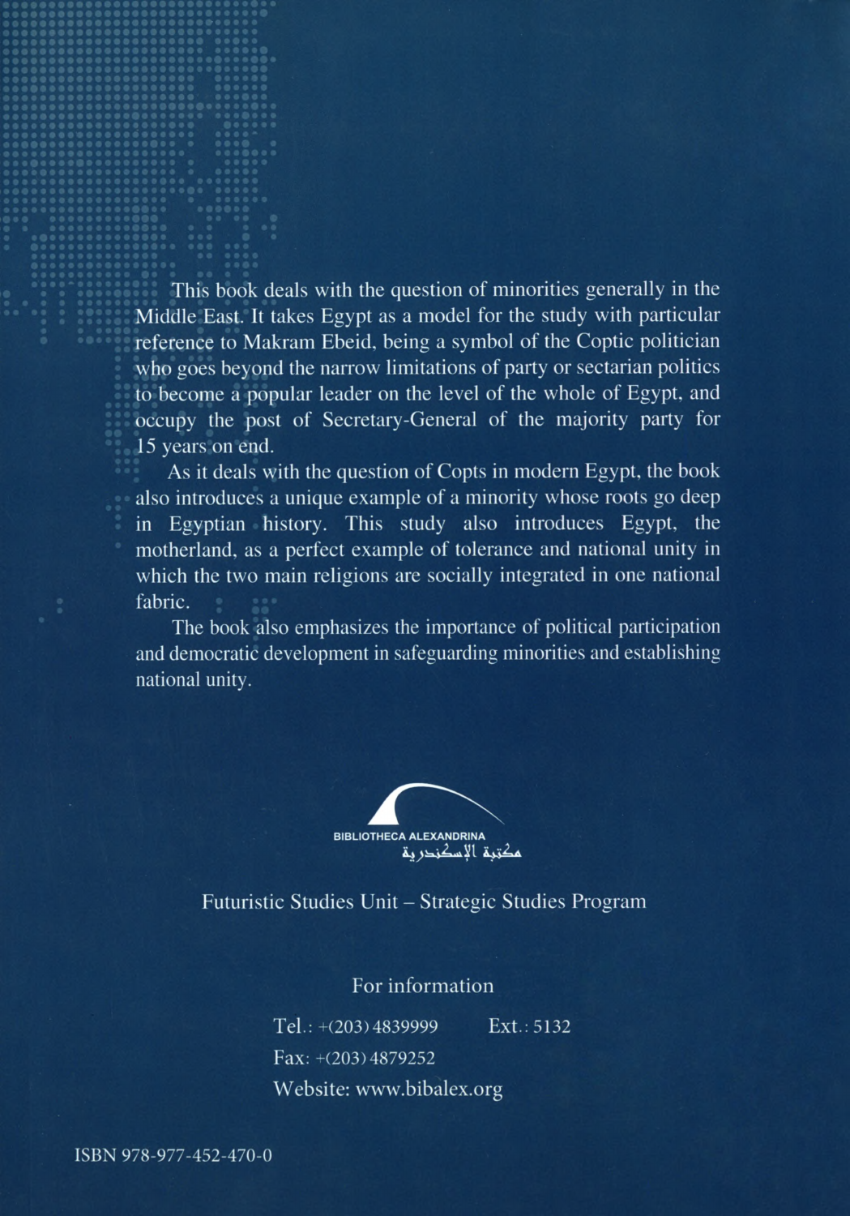This book deals with the question of minorities generally in the Middle East. It takes Egypt as a model for the study with particular reference to Makram Ebeid, being a symbol of the Coptic politician who goes beyond the narrow limitations of party or sectarian politics to become a popular leader on the level of the whole of Egypt, and occupy the post of Secretary-General of the majority party for 15 years on end.

As it deals with the question of Copts in modern Egypt, the book also introduces a unique example of a minority whose roots go deep in Egyptian history. This study also introduces Egypt, the motherland, as a perfect example of tolerance and national unity in which the two main religions are socially integrated in one national fabric.

The book also emphasizes the importance of political participation and democratic development in safeguarding minorities and establishing national unity.

BIBLIOTHECA ALEXANDRINA
مكتبة الإسكندرية

Futuristic Studies Unit – Strategic Studies Program

For information

Tel.: +(203) 4839999 Ext.: 5132

Fax: +(203) 4879252

Website: www.bibalex.org

ISBN 978-977-452-470-0